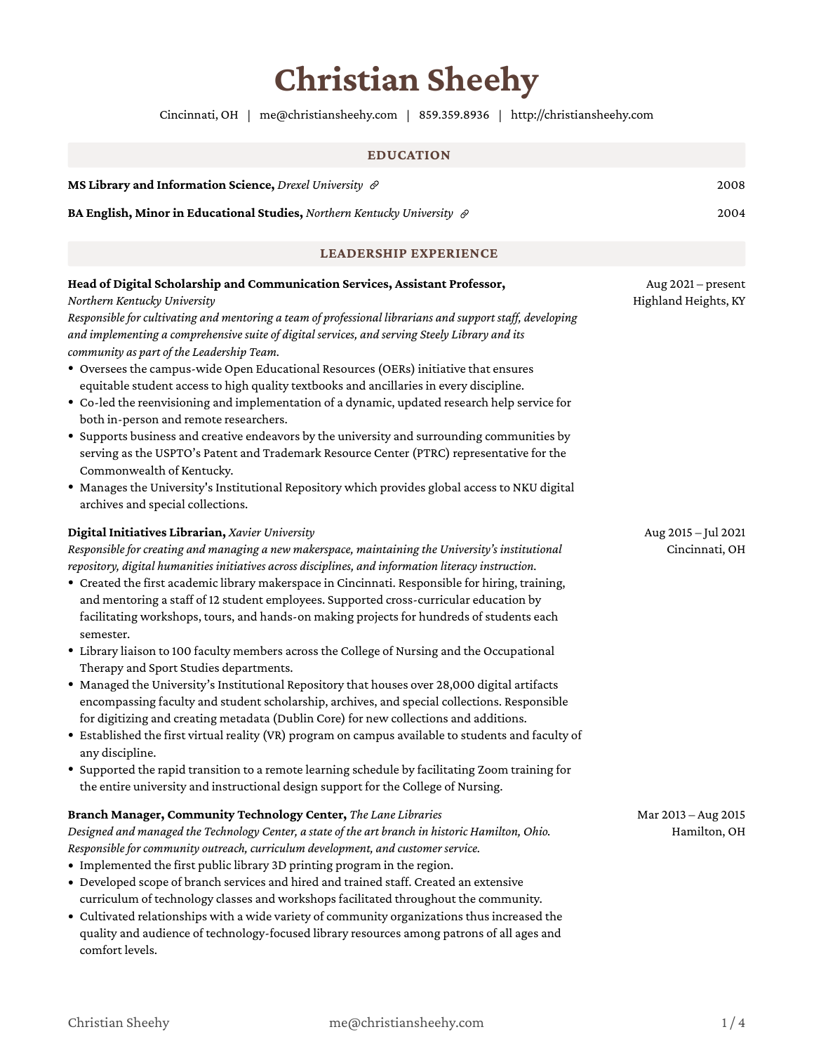# Christian Sheehy

Cincinnati, OH | me@christiansheehy.com | 859.359.8936 | http://christiansheehy.com

## EDUCATION

**MS Library and Information Science,** *Drexel University* — 2008

**BA English, Minor in Educational Studies,** *Northern Kentucky University* — 2004

## LEADERSHIP EXPERIENCE

**Head of Digital Scholarship and Communication Services, Assistant Professor,** *Northern Kentucky University* — Aug 2021 – present, Highland Heights, KY

*Responsible for cultivating and mentoring a team of professional librarians and support staff, developing and implementing a comprehensive suite of digital services, and serving Steely Library and its community as part of the Leadership Team.*

- Oversees the campus-wide Open Educational Resources (OERs) initiative that ensures equitable student access to high quality textbooks and ancillaries in every discipline.
- Co-led the reenvisioning and implementation of a dynamic, updated research help service for both in-person and remote researchers.
- Supports business and creative endeavors by the university and surrounding communities by serving as the USPTO's Patent and Trademark Resource Center (PTRC) representative for the Commonwealth of Kentucky.
- Manages the University's Institutional Repository which provides global access to NKU digital archives and special collections.

**Digital Initiatives Librarian,** *Xavier University* — Aug 2015 – Jul 2021, Cincinnati, OH

*Responsible for creating and managing a new makerspace, maintaining the University's institutional repository, digital humanities initiatives across disciplines, and information literacy instruction.*

- Created the first academic library makerspace in Cincinnati. Responsible for hiring, training, and mentoring a staff of 12 student employees. Supported cross-curricular education by facilitating workshops, tours, and hands-on making projects for hundreds of students each semester.
- Library liaison to 100 faculty members across the College of Nursing and the Occupational Therapy and Sport Studies departments.
- Managed the University's Institutional Repository that houses over 28,000 digital artifacts encompassing faculty and student scholarship, archives, and special collections. Responsible for digitizing and creating metadata (Dublin Core) for new collections and additions.
- Established the first virtual reality (VR) program on campus available to students and faculty of any discipline.
- Supported the rapid transition to a remote learning schedule by facilitating Zoom training for the entire university and instructional design support for the College of Nursing.

**Branch Manager, Community Technology Center,** *The Lane Libraries* — Mar 2013 – Aug 2015, Hamilton, OH

*Designed and managed the Technology Center, a state of the art branch in historic Hamilton, Ohio. Responsible for community outreach, curriculum development, and customer service.*

- Implemented the first public library 3D printing program in the region.
- Developed scope of branch services and hired and trained staff. Created an extensive curriculum of technology classes and workshops facilitated throughout the community.
- Cultivated relationships with a wide variety of community organizations thus increased the quality and audience of technology-focused library resources among patrons of all ages and comfort levels.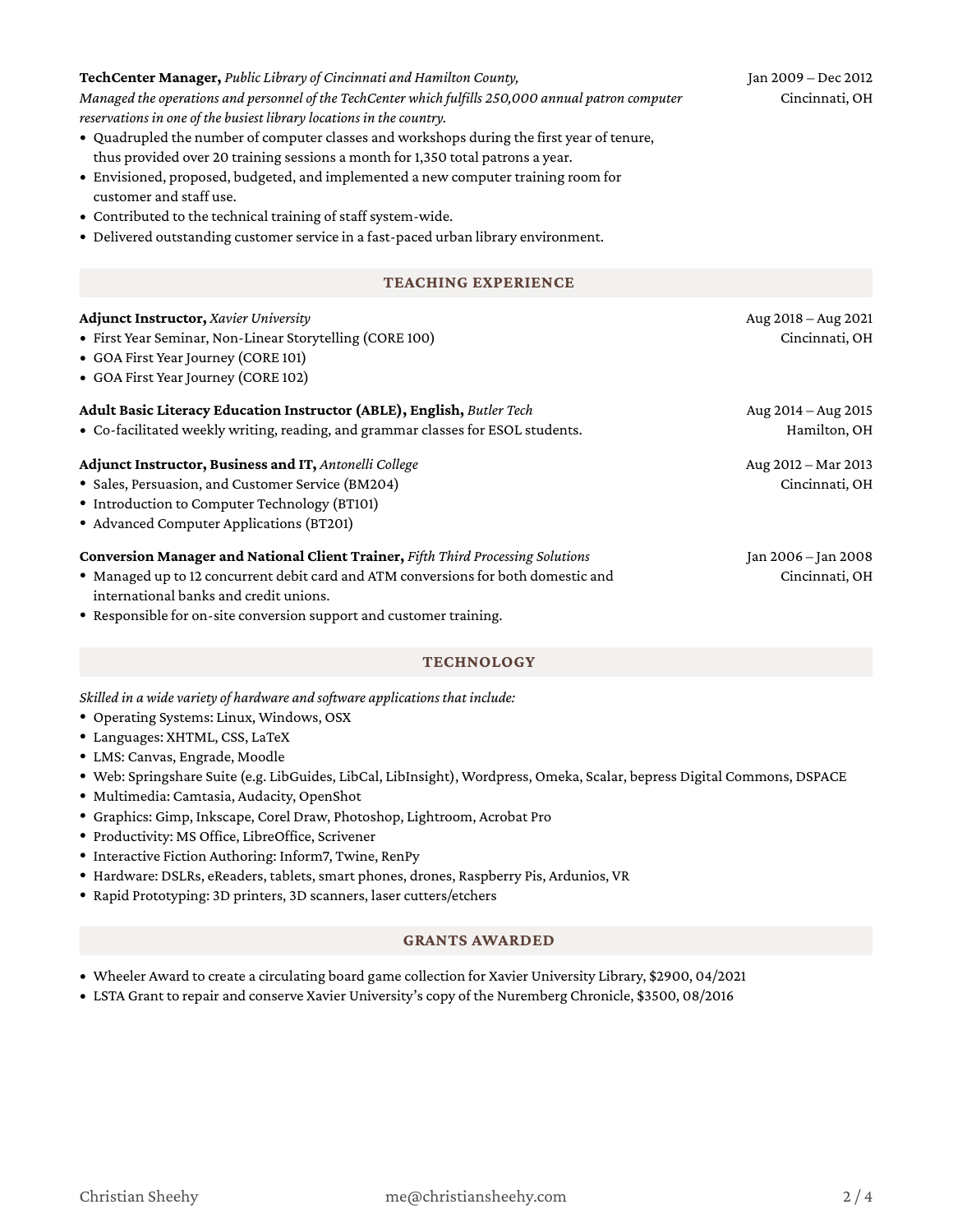**TechCenter Manager,** *Public Library of Cincinnati and Hamilton County,* — Jan 2009 – Dec 2012, Cincinnati, OH

*Managed the operations and personnel of the TechCenter which fulfills 250,000 annual patron computer reservations in one of the busiest library locations in the country.*

- Quadrupled the number of computer classes and workshops during the first year of tenure, thus provided over 20 training sessions a month for 1,350 total patrons a year.
- Envisioned, proposed, budgeted, and implemented a new computer training room for customer and staff use.
- Contributed to the technical training of staff system-wide.
- Delivered outstanding customer service in a fast-paced urban library environment.

## TEACHING EXPERIENCE

**Adjunct Instructor,** *Xavier University* — Aug 2018 – Aug 2021, Cincinnati, OH

- First Year Seminar, Non-Linear Storytelling (CORE 100)
- GOA First Year Journey (CORE 101)
- GOA First Year Journey (CORE 102)

**Adult Basic Literacy Education Instructor (ABLE), English,** *Butler Tech* — Aug 2014 – Aug 2015, Hamilton, OH

- Co-facilitated weekly writing, reading, and grammar classes for ESOL students.

**Adjunct Instructor, Business and IT,** *Antonelli College* — Aug 2012 – Mar 2013, Cincinnati, OH

- Sales, Persuasion, and Customer Service (BM204)
- Introduction to Computer Technology (BT101)
- Advanced Computer Applications (BT201)

**Conversion Manager and National Client Trainer,** *Fifth Third Processing Solutions* — Jan 2006 – Jan 2008, Cincinnati, OH

- Managed up to 12 concurrent debit card and ATM conversions for both domestic and international banks and credit unions.
- Responsible for on-site conversion support and customer training.

## TECHNOLOGY

*Skilled in a wide variety of hardware and software applications that include:*

- Operating Systems: Linux, Windows, OSX
- Languages: XHTML, CSS, LaTeX
- LMS: Canvas, Engrade, Moodle
- Web: Springshare Suite (e.g. LibGuides, LibCal, LibInsight), Wordpress, Omeka, Scalar, bepress Digital Commons, DSPACE
- Multimedia: Camtasia, Audacity, OpenShot
- Graphics: Gimp, Inkscape, Corel Draw, Photoshop, Lightroom, Acrobat Pro
- Productivity: MS Office, LibreOffice, Scrivener
- Interactive Fiction Authoring: Inform7, Twine, RenPy
- Hardware: DSLRs, eReaders, tablets, smart phones, drones, Raspberry Pis, Ardunios, VR
- Rapid Prototyping: 3D printers, 3D scanners, laser cutters/etchers

## GRANTS AWARDED

- Wheeler Award to create a circulating board game collection for Xavier University Library, $2900, 04/2021
- LSTA Grant to repair and conserve Xavier University's copy of the Nuremberg Chronicle, $3500, 08/2016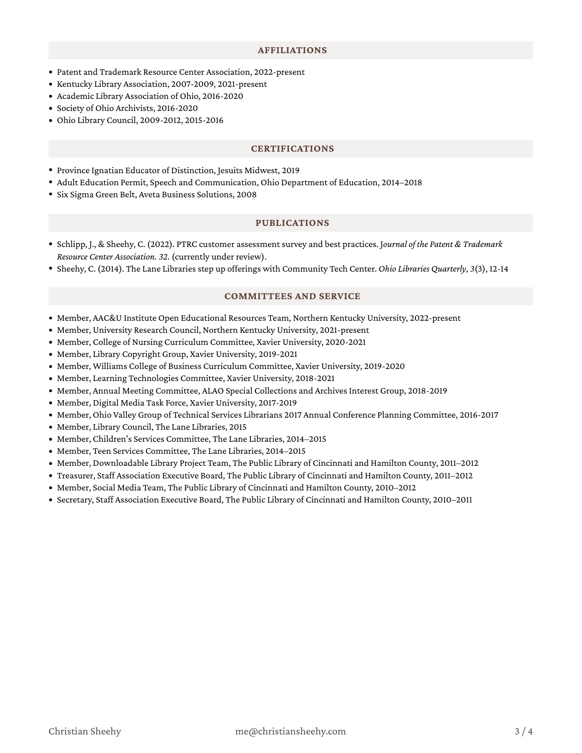## AFFILIATIONS

- Patent and Trademark Resource Center Association, 2022-present
- Kentucky Library Association, 2007-2009, 2021-present
- Academic Library Association of Ohio, 2016-2020
- Society of Ohio Archivists, 2016-2020
- Ohio Library Council, 2009-2012, 2015-2016

## CERTIFICATIONS

- Province Ignatian Educator of Distinction, Jesuits Midwest, 2019
- Adult Education Permit, Speech and Communication, Ohio Department of Education, 2014–2018
- Six Sigma Green Belt, Aveta Business Solutions, 2008

## PUBLICATIONS

- Schlipp, J., & Sheehy, C. (2022). PTRC customer assessment survey and best practices. J*ournal of the Patent & Trademark Resource Center Association. 32.* (currently under review).
- Sheehy, C. (2014). The Lane Libraries step up offerings with Community Tech Center. *Ohio Libraries Quarterly*, *3*(3), 12-14

## COMMITTEES AND SERVICE

- Member, AAC&U Institute Open Educational Resources Team, Northern Kentucky University, 2022-present
- Member, University Research Council, Northern Kentucky University, 2021-present
- Member, College of Nursing Curriculum Committee, Xavier University, 2020-2021
- Member, Library Copyright Group, Xavier University, 2019-2021
- Member, Williams College of Business Curriculum Committee, Xavier University, 2019-2020
- Member, Learning Technologies Committee, Xavier University, 2018-2021
- Member, Annual Meeting Committee, ALAO Special Collections and Archives Interest Group, 2018-2019
- Member, Digital Media Task Force, Xavier University, 2017-2019
- Member, Ohio Valley Group of Technical Services Librarians 2017 Annual Conference Planning Committee, 2016-2017
- Member, Library Council, The Lane Libraries, 2015
- Member, Children's Services Committee, The Lane Libraries, 2014–2015
- Member, Teen Services Committee, The Lane Libraries, 2014–2015
- Member, Downloadable Library Project Team, The Public Library of Cincinnati and Hamilton County, 2011–2012
- Treasurer, Staff Association Executive Board, The Public Library of Cincinnati and Hamilton County, 2011–2012
- Member, Social Media Team, The Public Library of Cincinnati and Hamilton County, 2010–2012
- Secretary, Staff Association Executive Board, The Public Library of Cincinnati and Hamilton County, 2010–2011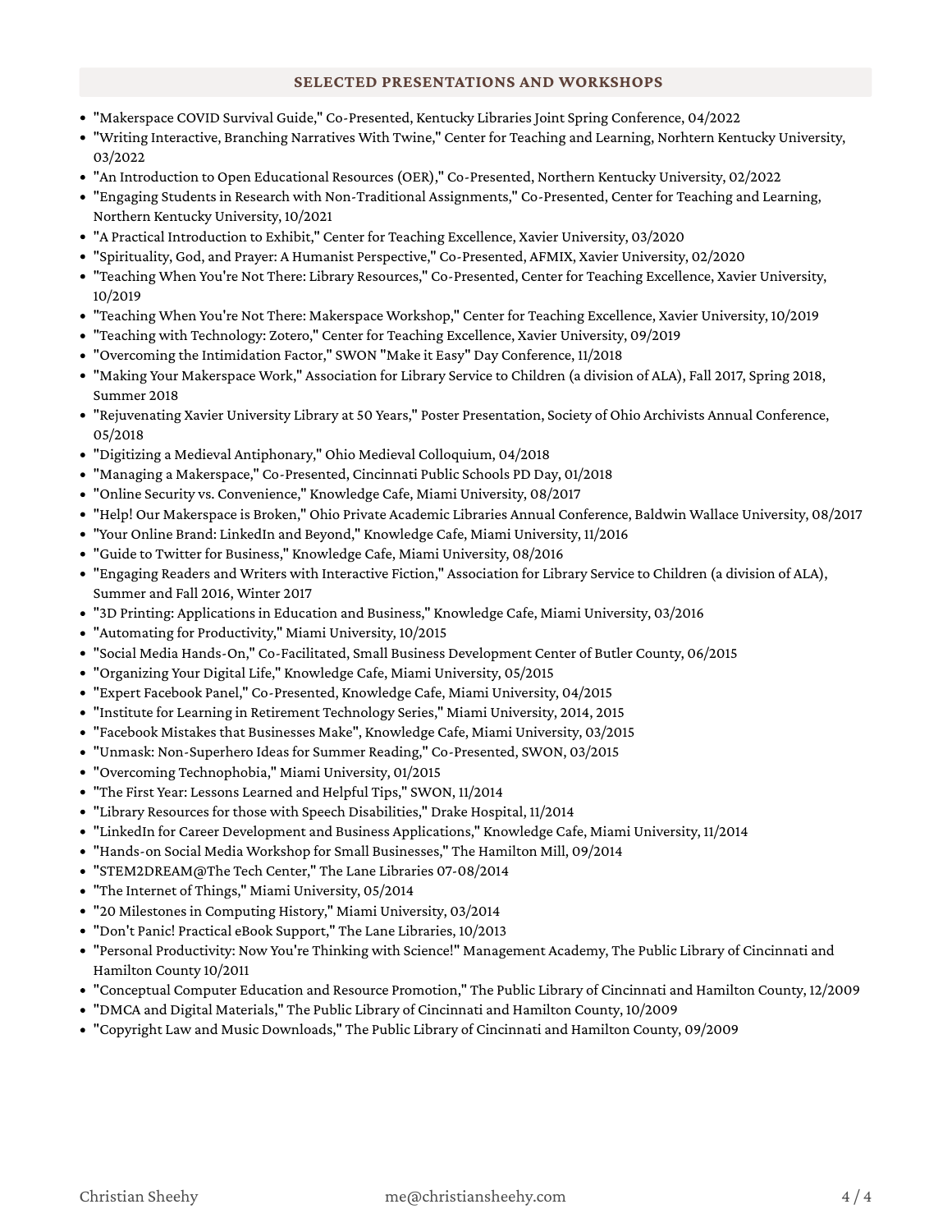## SELECTED PRESENTATIONS AND WORKSHOPS

- "Makerspace COVID Survival Guide," Co-Presented, Kentucky Libraries Joint Spring Conference, 04/2022
- "Writing Interactive, Branching Narratives With Twine," Center for Teaching and Learning, Norhtern Kentucky University, 03/2022
- "An Introduction to Open Educational Resources (OER)," Co-Presented, Northern Kentucky University, 02/2022
- "Engaging Students in Research with Non-Traditional Assignments," Co-Presented, Center for Teaching and Learning, Northern Kentucky University, 10/2021
- "A Practical Introduction to Exhibit," Center for Teaching Excellence, Xavier University, 03/2020
- "Spirituality, God, and Prayer: A Humanist Perspective," Co-Presented, AFMIX, Xavier University, 02/2020
- "Teaching When You're Not There: Library Resources," Co-Presented, Center for Teaching Excellence, Xavier University, 10/2019
- "Teaching When You're Not There: Makerspace Workshop," Center for Teaching Excellence, Xavier University, 10/2019
- "Teaching with Technology: Zotero," Center for Teaching Excellence, Xavier University, 09/2019
- "Overcoming the Intimidation Factor," SWON "Make it Easy" Day Conference, 11/2018
- "Making Your Makerspace Work," Association for Library Service to Children (a division of ALA), Fall 2017, Spring 2018, Summer 2018
- "Rejuvenating Xavier University Library at 50 Years," Poster Presentation, Society of Ohio Archivists Annual Conference, 05/2018
- "Digitizing a Medieval Antiphonary," Ohio Medieval Colloquium, 04/2018
- "Managing a Makerspace," Co-Presented, Cincinnati Public Schools PD Day, 01/2018
- "Online Security vs. Convenience," Knowledge Cafe, Miami University, 08/2017
- "Help! Our Makerspace is Broken," Ohio Private Academic Libraries Annual Conference, Baldwin Wallace University, 08/2017
- "Your Online Brand: LinkedIn and Beyond," Knowledge Cafe, Miami University, 11/2016
- "Guide to Twitter for Business," Knowledge Cafe, Miami University, 08/2016
- "Engaging Readers and Writers with Interactive Fiction," Association for Library Service to Children (a division of ALA), Summer and Fall 2016, Winter 2017
- "3D Printing: Applications in Education and Business," Knowledge Cafe, Miami University, 03/2016
- "Automating for Productivity," Miami University, 10/2015
- "Social Media Hands-On," Co-Facilitated, Small Business Development Center of Butler County, 06/2015
- "Organizing Your Digital Life," Knowledge Cafe, Miami University, 05/2015
- "Expert Facebook Panel," Co-Presented, Knowledge Cafe, Miami University, 04/2015
- "Institute for Learning in Retirement Technology Series," Miami University, 2014, 2015
- "Facebook Mistakes that Businesses Make", Knowledge Cafe, Miami University, 03/2015
- "Unmask: Non-Superhero Ideas for Summer Reading," Co-Presented, SWON, 03/2015
- "Overcoming Technophobia," Miami University, 01/2015
- "The First Year: Lessons Learned and Helpful Tips," SWON, 11/2014
- "Library Resources for those with Speech Disabilities," Drake Hospital, 11/2014
- "LinkedIn for Career Development and Business Applications," Knowledge Cafe, Miami University, 11/2014
- "Hands-on Social Media Workshop for Small Businesses," The Hamilton Mill, 09/2014
- "STEM2DREAM@The Tech Center," The Lane Libraries 07-08/2014
- "The Internet of Things," Miami University, 05/2014
- "20 Milestones in Computing History," Miami University, 03/2014
- "Don't Panic! Practical eBook Support," The Lane Libraries, 10/2013
- "Personal Productivity: Now You're Thinking with Science!" Management Academy, The Public Library of Cincinnati and Hamilton County 10/2011
- "Conceptual Computer Education and Resource Promotion," The Public Library of Cincinnati and Hamilton County, 12/2009
- "DMCA and Digital Materials," The Public Library of Cincinnati and Hamilton County, 10/2009
- "Copyright Law and Music Downloads," The Public Library of Cincinnati and Hamilton County, 09/2009